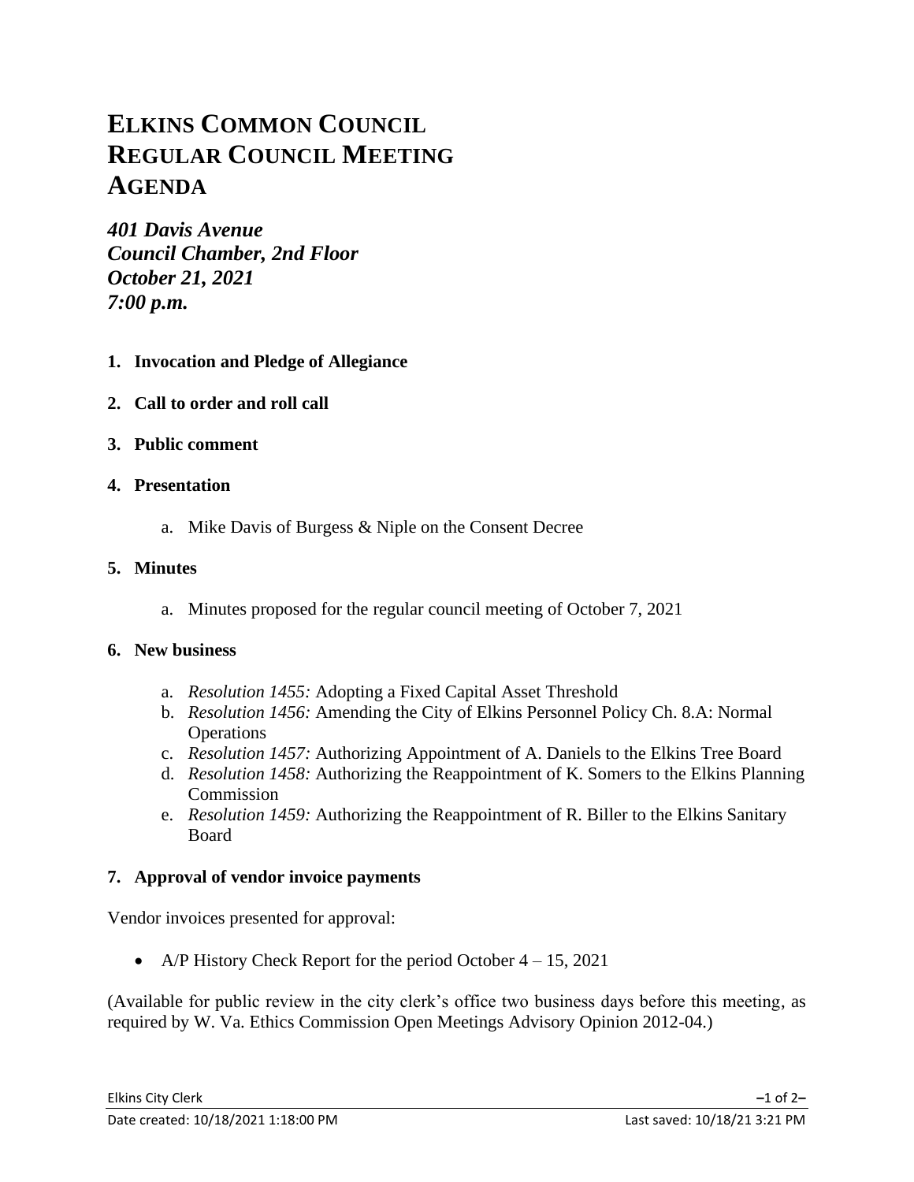# Elkins Common Council Regular Council Meeting Agenda

*401 Davis Avenue*
*Council Chamber, 2nd Floor*
*October 21, 2021*
*7:00 p.m.*

1. **Invocation and Pledge of Allegiance**

2. **Call to order and roll call**

3. **Public comment**

4. **Presentation**

    a. Mike Davis of Burgess & Niple on the Consent Decree

5. **Minutes**

    a. Minutes proposed for the regular council meeting of October 7, 2021

6. **New business**

    a. *Resolution 1455:* Adopting a Fixed Capital Asset Threshold
    b. *Resolution 1456:* Amending the City of Elkins Personnel Policy Ch. 8.A: Normal Operations
    c. *Resolution 1457:* Authorizing Appointment of A. Daniels to the Elkins Tree Board
    d. *Resolution 1458:* Authorizing the Reappointment of K. Somers to the Elkins Planning Commission
    e. *Resolution 1459:* Authorizing the Reappointment of R. Biller to the Elkins Sanitary Board

7. **Approval of vendor invoice payments**

Vendor invoices presented for approval:

- A/P History Check Report for the period October 4 – 15, 2021

(Available for public review in the city clerk's office two business days before this meeting, as required by W. Va. Ethics Commission Open Meetings Advisory Opinion 2012-04.)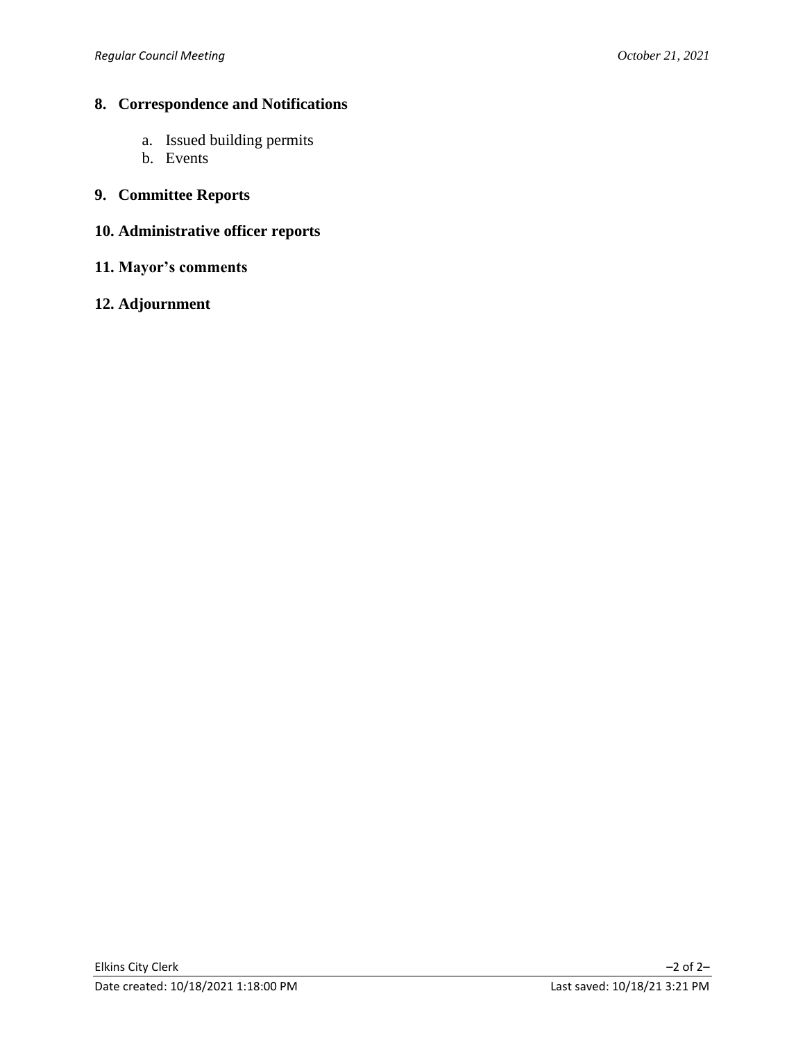**8. Correspondence and Notifications**

a. Issued building permits
b. Events

**9. Committee Reports**

**10. Administrative officer reports**

**11. Mayor's comments**

**12. Adjournment**